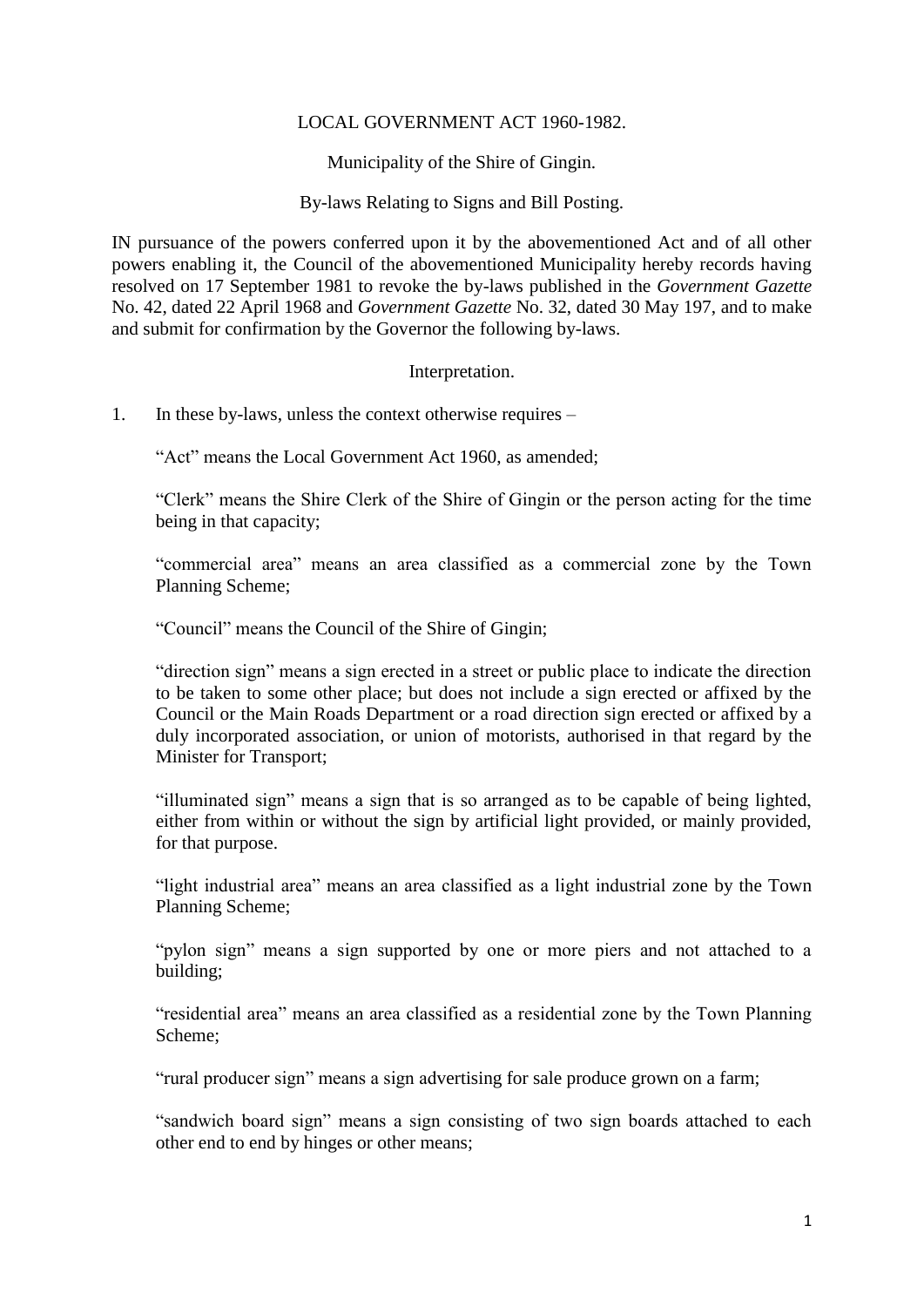LOCAL GOVERNMENT ACT 1960-1982.

Municipality of the Shire of Gingin.

By-laws Relating to Signs and Bill Posting.

IN pursuance of the powers conferred upon it by the abovementioned Act and of all other powers enabling it, the Council of the abovementioned Municipality hereby records having resolved on 17 September 1981 to revoke the by-laws published in the *Government Gazette* No. 42, dated 22 April 1968 and *Government Gazette* No. 32, dated 30 May 197, and to make and submit for confirmation by the Governor the following by-laws.

## Interpretation.

1. In these by-laws, unless the context otherwise requires –

   "Act" means the Local Government Act 1960, as amended;

   "Clerk" means the Shire Clerk of the Shire of Gingin or the person acting for the time being in that capacity;

   "commercial area" means an area classified as a commercial zone by the Town Planning Scheme;

   "Council" means the Council of the Shire of Gingin;

   "direction sign" means a sign erected in a street or public place to indicate the direction to be taken to some other place; but does not include a sign erected or affixed by the Council or the Main Roads Department or a road direction sign erected or affixed by a duly incorporated association, or union of motorists, authorised in that regard by the Minister for Transport;

   "illuminated sign" means a sign that is so arranged as to be capable of being lighted, either from within or without the sign by artificial light provided, or mainly provided, for that purpose.

   "light industrial area" means an area classified as a light industrial zone by the Town Planning Scheme;

   "pylon sign" means a sign supported by one or more piers and not attached to a building;

   "residential area" means an area classified as a residential zone by the Town Planning Scheme;

   "rural producer sign" means a sign advertising for sale produce grown on a farm;

   "sandwich board sign" means a sign consisting of two sign boards attached to each other end to end by hinges or other means;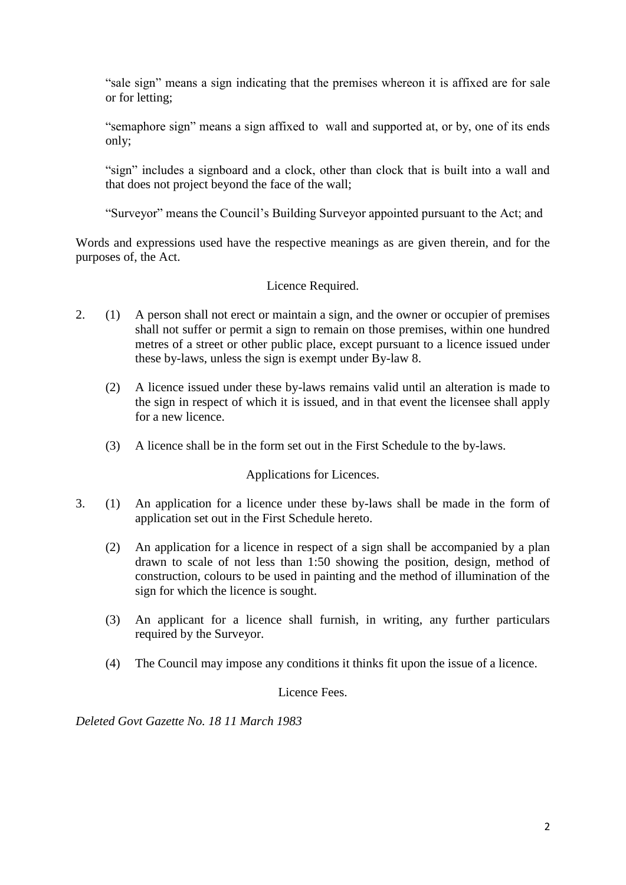"sale sign" means a sign indicating that the premises whereon it is affixed are for sale or for letting;

"semaphore sign" means a sign affixed to  wall and supported at, or by, one of its ends only;

"sign" includes a signboard and a clock, other than clock that is built into a wall and that does not project beyond the face of the wall;

"Surveyor" means the Council's Building Surveyor appointed pursuant to the Act; and

Words and expressions used have the respective meanings as are given therein, and for the purposes of, the Act.

Licence Required.

2. (1) A person shall not erect or maintain a sign, and the owner or occupier of premises shall not suffer or permit a sign to remain on those premises, within one hundred metres of a street or other public place, except pursuant to a licence issued under these by-laws, unless the sign is exempt under By-law 8.

   (2) A licence issued under these by-laws remains valid until an alteration is made to the sign in respect of which it is issued, and in that event the licensee shall apply for a new licence.

   (3) A licence shall be in the form set out in the First Schedule to the by-laws.

Applications for Licences.

3. (1) An application for a licence under these by-laws shall be made in the form of application set out in the First Schedule hereto.

   (2) An application for a licence in respect of a sign shall be accompanied by a plan drawn to scale of not less than 1:50 showing the position, design, method of construction, colours to be used in painting and the method of illumination of the sign for which the licence is sought.

   (3) An applicant for a licence shall furnish, in writing, any further particulars required by the Surveyor.

   (4) The Council may impose any conditions it thinks fit upon the issue of a licence.

Licence Fees.

*Deleted Govt Gazette No. 18 11 March 1983*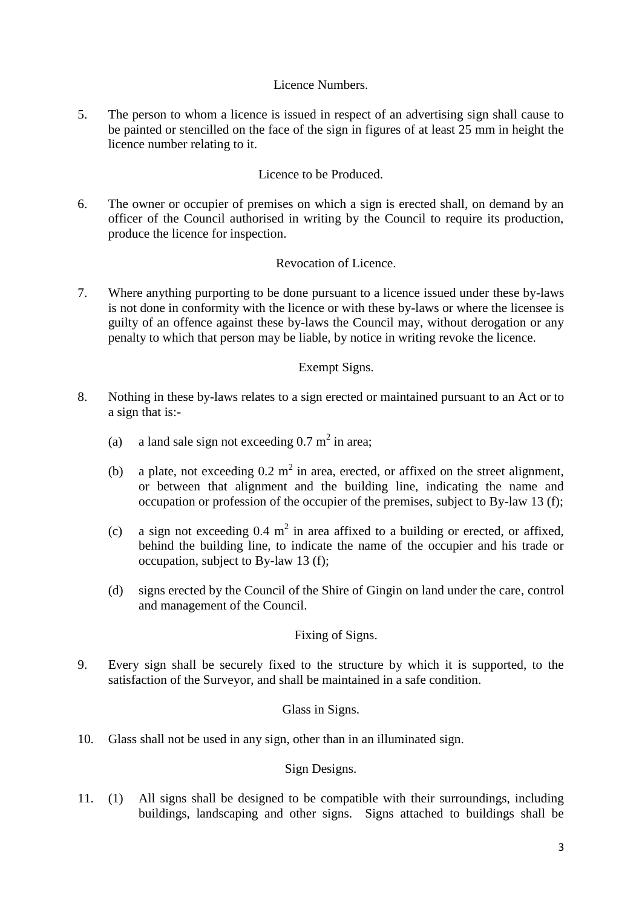### Licence Numbers.

5. The person to whom a licence is issued in respect of an advertising sign shall cause to be painted or stencilled on the face of the sign in figures of at least 25 mm in height the licence number relating to it.

### Licence to be Produced.

6. The owner or occupier of premises on which a sign is erected shall, on demand by an officer of the Council authorised in writing by the Council to require its production, produce the licence for inspection.

### Revocation of Licence.

7. Where anything purporting to be done pursuant to a licence issued under these by-laws is not done in conformity with the licence or with these by-laws or where the licensee is guilty of an offence against these by-laws the Council may, without derogation or any penalty to which that person may be liable, by notice in writing revoke the licence.

### Exempt Signs.

8. Nothing in these by-laws relates to a sign erected or maintained pursuant to an Act or to a sign that is:-

   (a) a land sale sign not exceeding 0.7 $m^2$ in area;

   (b) a plate, not exceeding 0.2 $m^2$ in area, erected, or affixed on the street alignment, or between that alignment and the building line, indicating the name and occupation or profession of the occupier of the premises, subject to By-law 13 (f);

   (c) a sign not exceeding 0.4 $m^2$ in area affixed to a building or erected, or affixed, behind the building line, to indicate the name of the occupier and his trade or occupation, subject to By-law 13 (f);

   (d) signs erected by the Council of the Shire of Gingin on land under the care, control and management of the Council.

### Fixing of Signs.

9. Every sign shall be securely fixed to the structure by which it is supported, to the satisfaction of the Surveyor, and shall be maintained in a safe condition.

### Glass in Signs.

10. Glass shall not be used in any sign, other than in an illuminated sign.

### Sign Designs.

11. (1) All signs shall be designed to be compatible with their surroundings, including buildings, landscaping and other signs. Signs attached to buildings shall be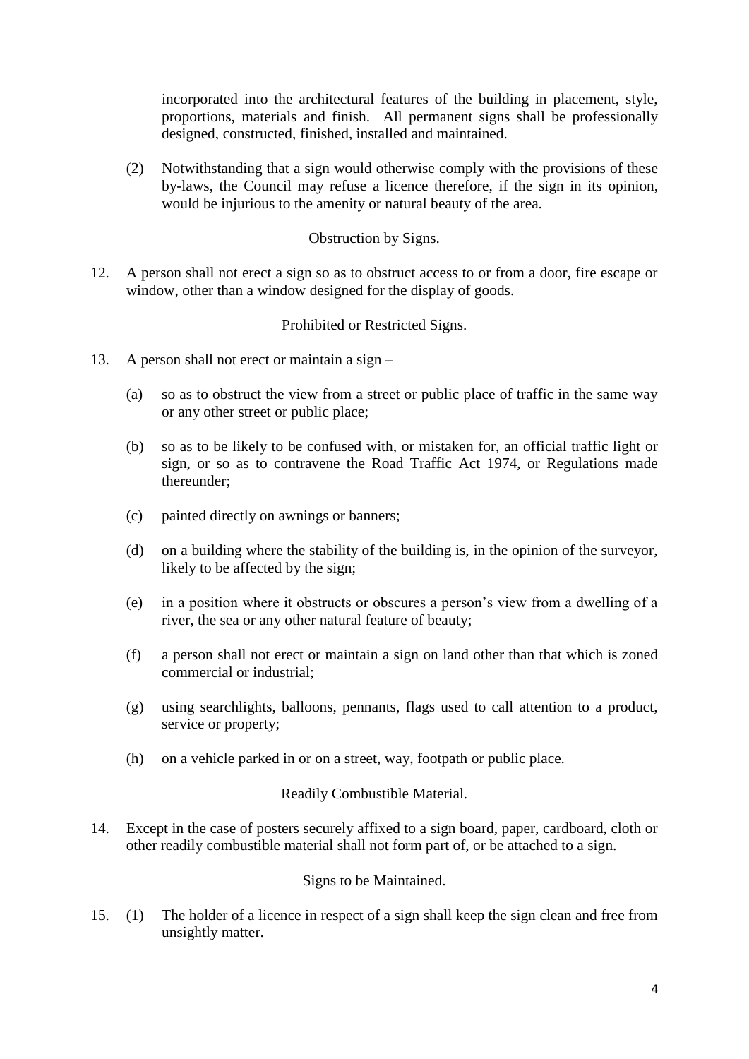incorporated into the architectural features of the building in placement, style, proportions, materials and finish. All permanent signs shall be professionally designed, constructed, finished, installed and maintained.

(2) Notwithstanding that a sign would otherwise comply with the provisions of these by-laws, the Council may refuse a licence therefore, if the sign in its opinion, would be injurious to the amenity or natural beauty of the area.

Obstruction by Signs.

12. A person shall not erect a sign so as to obstruct access to or from a door, fire escape or window, other than a window designed for the display of goods.

Prohibited or Restricted Signs.

13. A person shall not erect or maintain a sign –

(a) so as to obstruct the view from a street or public place of traffic in the same way or any other street or public place;

(b) so as to be likely to be confused with, or mistaken for, an official traffic light or sign, or so as to contravene the Road Traffic Act 1974, or Regulations made thereunder;

(c) painted directly on awnings or banners;

(d) on a building where the stability of the building is, in the opinion of the surveyor, likely to be affected by the sign;

(e) in a position where it obstructs or obscures a person's view from a dwelling of a river, the sea or any other natural feature of beauty;

(f) a person shall not erect or maintain a sign on land other than that which is zoned commercial or industrial;

(g) using searchlights, balloons, pennants, flags used to call attention to a product, service or property;

(h) on a vehicle parked in or on a street, way, footpath or public place.

Readily Combustible Material.

14. Except in the case of posters securely affixed to a sign board, paper, cardboard, cloth or other readily combustible material shall not form part of, or be attached to a sign.

Signs to be Maintained.

15. (1) The holder of a licence in respect of a sign shall keep the sign clean and free from unsightly matter.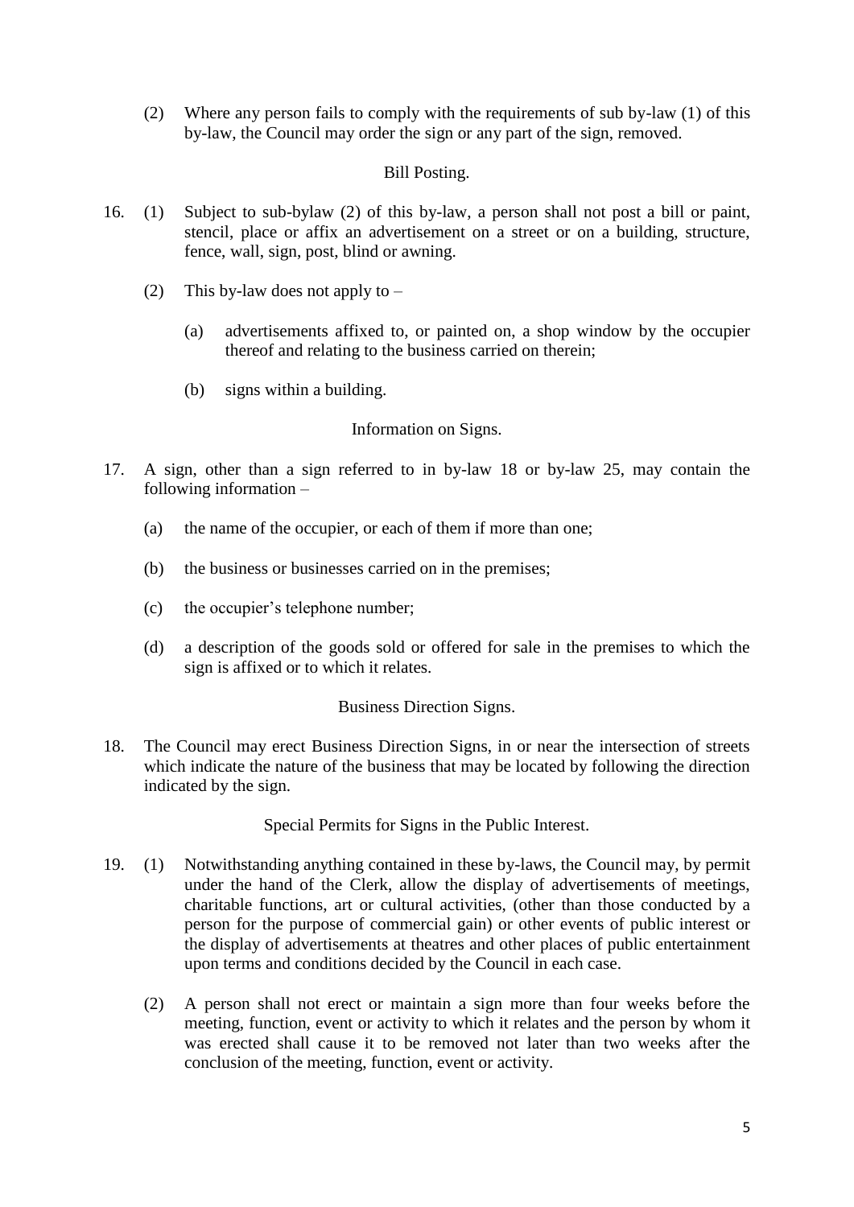(2) Where any person fails to comply with the requirements of sub by-law (1) of this by-law, the Council may order the sign or any part of the sign, removed.

### Bill Posting.

16. (1) Subject to sub-bylaw (2) of this by-law, a person shall not post a bill or paint, stencil, place or affix an advertisement on a street or on a building, structure, fence, wall, sign, post, blind or awning.

    (2) This by-law does not apply to –

    (a) advertisements affixed to, or painted on, a shop window by the occupier thereof and relating to the business carried on therein;

    (b) signs within a building.

### Information on Signs.

17. A sign, other than a sign referred to in by-law 18 or by-law 25, may contain the following information –

    (a) the name of the occupier, or each of them if more than one;

    (b) the business or businesses carried on in the premises;

    (c) the occupier's telephone number;

    (d) a description of the goods sold or offered for sale in the premises to which the sign is affixed or to which it relates.

### Business Direction Signs.

18. The Council may erect Business Direction Signs, in or near the intersection of streets which indicate the nature of the business that may be located by following the direction indicated by the sign.

### Special Permits for Signs in the Public Interest.

19. (1) Notwithstanding anything contained in these by-laws, the Council may, by permit under the hand of the Clerk, allow the display of advertisements of meetings, charitable functions, art or cultural activities, (other than those conducted by a person for the purpose of commercial gain) or other events of public interest or the display of advertisements at theatres and other places of public entertainment upon terms and conditions decided by the Council in each case.

    (2) A person shall not erect or maintain a sign more than four weeks before the meeting, function, event or activity to which it relates and the person by whom it was erected shall cause it to be removed not later than two weeks after the conclusion of the meeting, function, event or activity.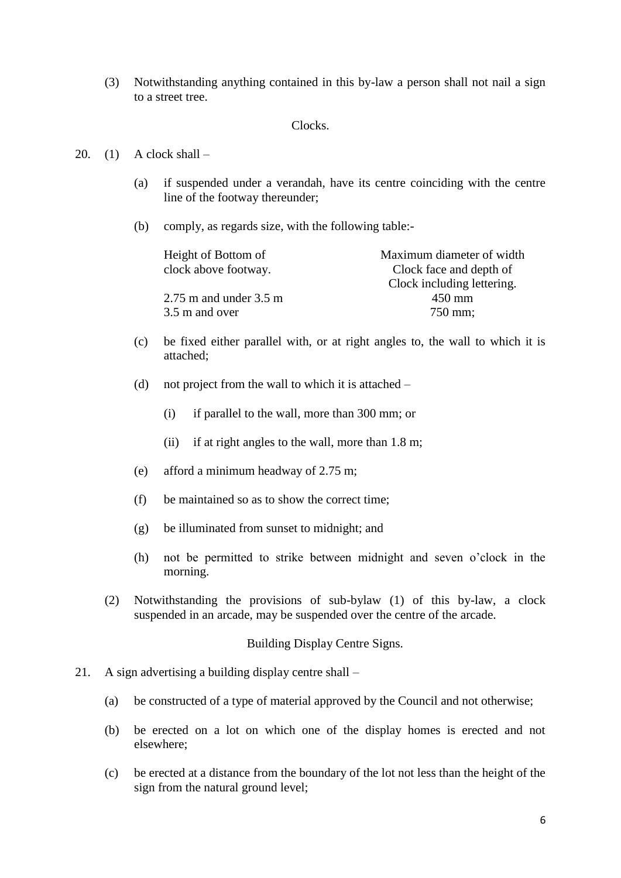(3) Notwithstanding anything contained in this by-law a person shall not nail a sign to a street tree.

Clocks.

20. (1) A clock shall –

(a) if suspended under a verandah, have its centre coinciding with the centre line of the footway thereunder;

(b) comply, as regards size, with the following table:-

| Height of Bottom of clock above footway. | Maximum diameter of width Clock face and depth of Clock including lettering. |
|---|---|
| 2.75 m and under 3.5 m | 450 mm |
| 3.5 m and over | 750 mm; |

(c) be fixed either parallel with, or at right angles to, the wall to which it is attached;

(d) not project from the wall to which it is attached –

(i) if parallel to the wall, more than 300 mm; or

(ii) if at right angles to the wall, more than 1.8 m;

(e) afford a minimum headway of 2.75 m;

(f) be maintained so as to show the correct time;

(g) be illuminated from sunset to midnight; and

(h) not be permitted to strike between midnight and seven o'clock in the morning.

(2) Notwithstanding the provisions of sub-bylaw (1) of this by-law, a clock suspended in an arcade, may be suspended over the centre of the arcade.

Building Display Centre Signs.

21. A sign advertising a building display centre shall –

(a) be constructed of a type of material approved by the Council and not otherwise;

(b) be erected on a lot on which one of the display homes is erected and not elsewhere;

(c) be erected at a distance from the boundary of the lot not less than the height of the sign from the natural ground level;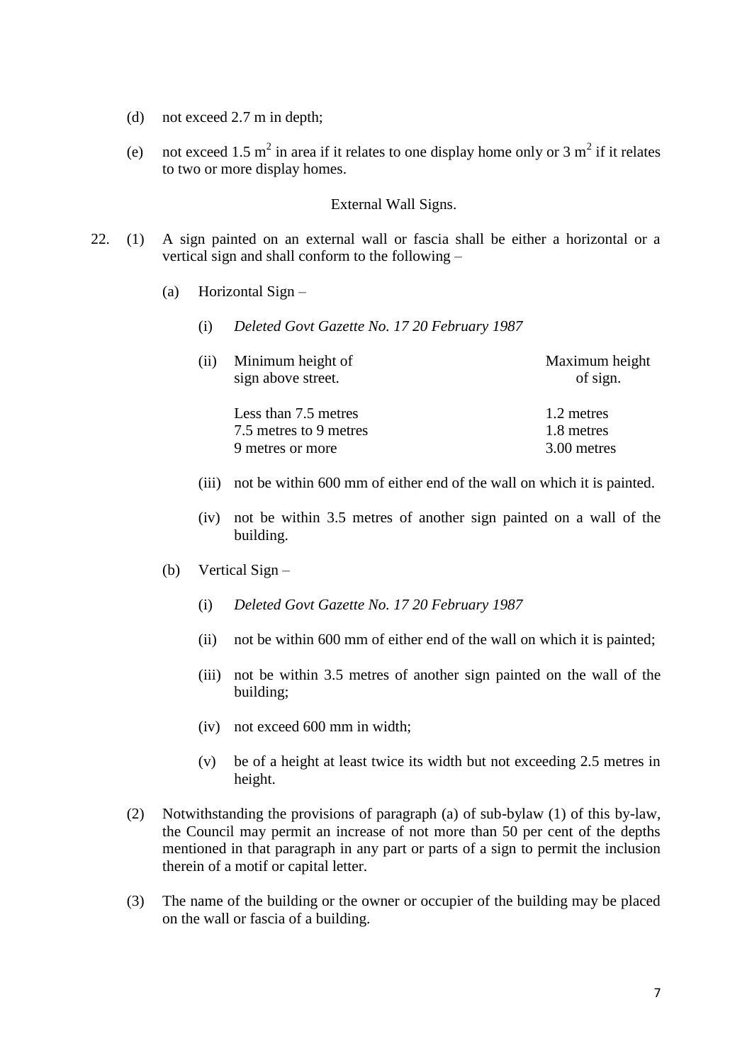(d) not exceed 2.7 m in depth;

(e) not exceed 1.5 $m^2$ in area if it relates to one display home only or 3 $m^2$ if it relates to two or more display homes.

External Wall Signs.

22. (1) A sign painted on an external wall or fascia shall be either a horizontal or a vertical sign and shall conform to the following –

(a) Horizontal Sign –

(i) *Deleted Govt Gazette No. 17 20 February 1987*

(ii)

| Minimum height of sign above street. | Maximum height of sign. |
|---|---|
| Less than 7.5 metres | 1.2 metres |
| 7.5 metres to 9 metres | 1.8 metres |
| 9 metres or more | 3.00 metres |

(iii) not be within 600 mm of either end of the wall on which it is painted.

(iv) not be within 3.5 metres of another sign painted on a wall of the building.

(b) Vertical Sign –

(i) *Deleted Govt Gazette No. 17 20 February 1987*

(ii) not be within 600 mm of either end of the wall on which it is painted;

(iii) not be within 3.5 metres of another sign painted on the wall of the building;

(iv) not exceed 600 mm in width;

(v) be of a height at least twice its width but not exceeding 2.5 metres in height.

(2) Notwithstanding the provisions of paragraph (a) of sub-bylaw (1) of this by-law, the Council may permit an increase of not more than 50 per cent of the depths mentioned in that paragraph in any part or parts of a sign to permit the inclusion therein of a motif or capital letter.

(3) The name of the building or the owner or occupier of the building may be placed on the wall or fascia of a building.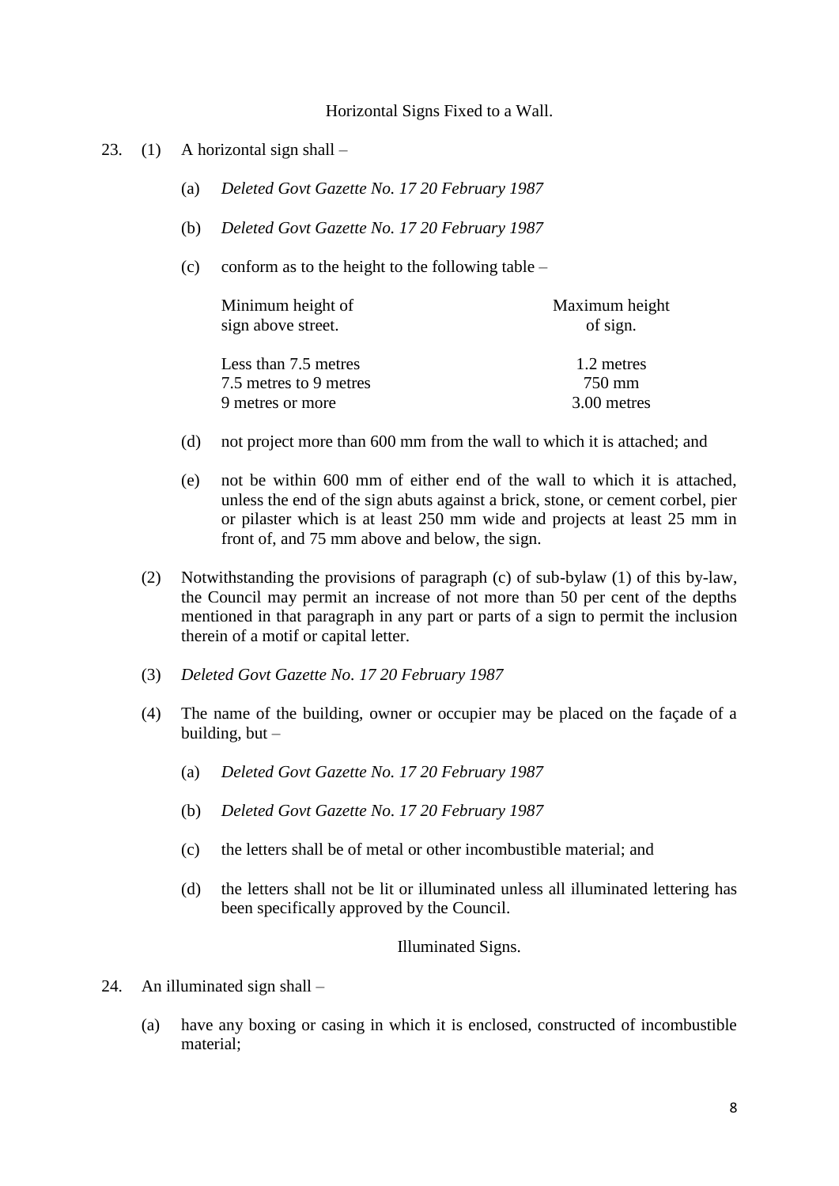### Horizontal Signs Fixed to a Wall.

23. (1) A horizontal sign shall –

  (a) *Deleted Govt Gazette No. 17 20 February 1987*

  (b) *Deleted Govt Gazette No. 17 20 February 1987*

  (c) conform as to the height to the following table –

| Minimum height of sign above street. | Maximum height of sign. |
|---|---|
| Less than 7.5 metres | 1.2 metres |
| 7.5 metres to 9 metres | 750 mm |
| 9 metres or more | 3.00 metres |

  (d) not project more than 600 mm from the wall to which it is attached; and

  (e) not be within 600 mm of either end of the wall to which it is attached, unless the end of the sign abuts against a brick, stone, or cement corbel, pier or pilaster which is at least 250 mm wide and projects at least 25 mm in front of, and 75 mm above and below, the sign.

(2) Notwithstanding the provisions of paragraph (c) of sub-bylaw (1) of this by-law, the Council may permit an increase of not more than 50 per cent of the depths mentioned in that paragraph in any part or parts of a sign to permit the inclusion therein of a motif or capital letter.

(3) *Deleted Govt Gazette No. 17 20 February 1987*

(4) The name of the building, owner or occupier may be placed on the façade of a building, but –

  (a) *Deleted Govt Gazette No. 17 20 February 1987*

  (b) *Deleted Govt Gazette No. 17 20 February 1987*

  (c) the letters shall be of metal or other incombustible material; and

  (d) the letters shall not be lit or illuminated unless all illuminated lettering has been specifically approved by the Council.

### Illuminated Signs.

24. An illuminated sign shall –

  (a) have any boxing or casing in which it is enclosed, constructed of incombustible material;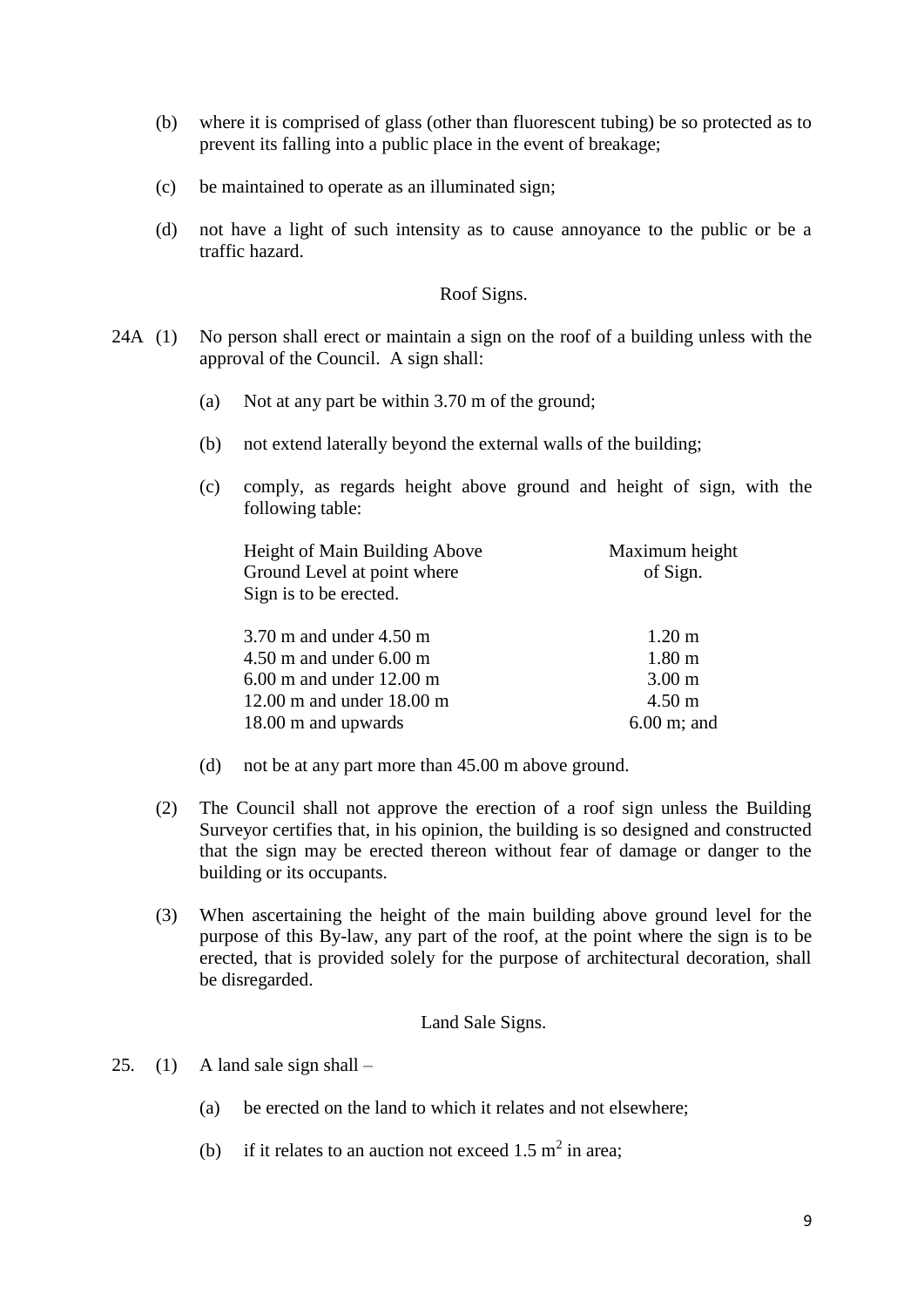(b) where it is comprised of glass (other than fluorescent tubing) be so protected as to prevent its falling into a public place in the event of breakage;

(c) be maintained to operate as an illuminated sign;

(d) not have a light of such intensity as to cause annoyance to the public or be a traffic hazard.

### Roof Signs.

24A (1) No person shall erect or maintain a sign on the roof of a building unless with the approval of the Council. A sign shall:

(a) Not at any part be within 3.70 m of the ground;

(b) not extend laterally beyond the external walls of the building;

(c) comply, as regards height above ground and height of sign, with the following table:

| Height of Main Building Above Ground Level at point where Sign is to be erected. | Maximum height of Sign. |
|---|---|
| 3.70 m and under 4.50 m | 1.20 m |
| 4.50 m and under 6.00 m | 1.80 m |
| 6.00 m and under 12.00 m | 3.00 m |
| 12.00 m and under 18.00 m | 4.50 m |
| 18.00 m and upwards | 6.00 m; and |

(d) not be at any part more than 45.00 m above ground.

(2) The Council shall not approve the erection of a roof sign unless the Building Surveyor certifies that, in his opinion, the building is so designed and constructed that the sign may be erected thereon without fear of damage or danger to the building or its occupants.

(3) When ascertaining the height of the main building above ground level for the purpose of this By-law, any part of the roof, at the point where the sign is to be erected, that is provided solely for the purpose of architectural decoration, shall be disregarded.

### Land Sale Signs.

25. (1) A land sale sign shall –

(a) be erected on the land to which it relates and not elsewhere;

(b) if it relates to an auction not exceed 1.5 $m^2$ in area;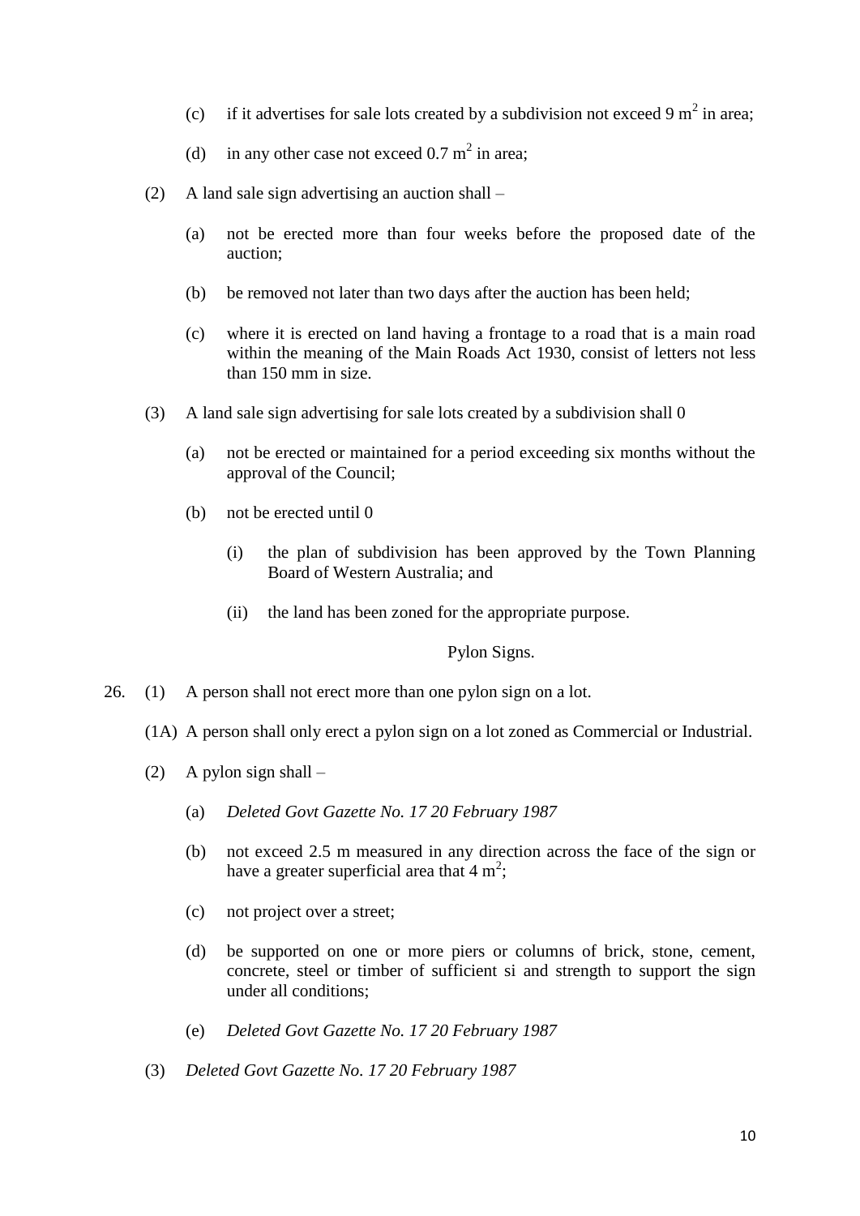(c) if it advertises for sale lots created by a subdivision not exceed 9 $m^2$ in area;

(d) in any other case not exceed 0.7 $m^2$ in area;

(2) A land sale sign advertising an auction shall –

(a) not be erected more than four weeks before the proposed date of the auction;

(b) be removed not later than two days after the auction has been held;

(c) where it is erected on land having a frontage to a road that is a main road within the meaning of the Main Roads Act 1930, consist of letters not less than 150 mm in size.

(3) A land sale sign advertising for sale lots created by a subdivision shall 0

(a) not be erected or maintained for a period exceeding six months without the approval of the Council;

(b) not be erected until 0

(i) the plan of subdivision has been approved by the Town Planning Board of Western Australia; and

(ii) the land has been zoned for the appropriate purpose.

Pylon Signs.

26. (1) A person shall not erect more than one pylon sign on a lot.

(1A) A person shall only erect a pylon sign on a lot zoned as Commercial or Industrial.

(2) A pylon sign shall –

(a) *Deleted Govt Gazette No. 17 20 February 1987*

(b) not exceed 2.5 m measured in any direction across the face of the sign or have a greater superficial area that 4 $m^2$;

(c) not project over a street;

(d) be supported on one or more piers or columns of brick, stone, cement, concrete, steel or timber of sufficient si and strength to support the sign under all conditions;

(e) *Deleted Govt Gazette No. 17 20 February 1987*

(3) *Deleted Govt Gazette No. 17 20 February 1987*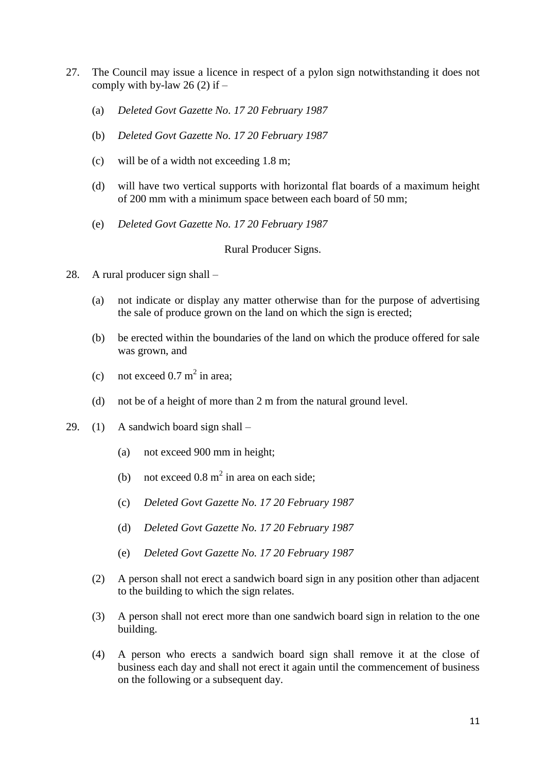27. The Council may issue a licence in respect of a pylon sign notwithstanding it does not comply with by-law 26 (2) if –

    (a) *Deleted Govt Gazette No. 17 20 February 1987*

    (b) *Deleted Govt Gazette No. 17 20 February 1987*

    (c) will be of a width not exceeding 1.8 m;

    (d) will have two vertical supports with horizontal flat boards of a maximum height of 200 mm with a minimum space between each board of 50 mm;

    (e) *Deleted Govt Gazette No. 17 20 February 1987*

Rural Producer Signs.

28. A rural producer sign shall –

    (a) not indicate or display any matter otherwise than for the purpose of advertising the sale of produce grown on the land on which the sign is erected;

    (b) be erected within the boundaries of the land on which the produce offered for sale was grown, and

    (c) not exceed 0.7 $m^2$ in area;

    (d) not be of a height of more than 2 m from the natural ground level.

29. (1) A sandwich board sign shall –

    (a) not exceed 900 mm in height;

    (b) not exceed 0.8 $m^2$ in area on each side;

    (c) *Deleted Govt Gazette No. 17 20 February 1987*

    (d) *Deleted Govt Gazette No. 17 20 February 1987*

    (e) *Deleted Govt Gazette No. 17 20 February 1987*

    (2) A person shall not erect a sandwich board sign in any position other than adjacent to the building to which the sign relates.

    (3) A person shall not erect more than one sandwich board sign in relation to the one building.

    (4) A person who erects a sandwich board sign shall remove it at the close of business each day and shall not erect it again until the commencement of business on the following or a subsequent day.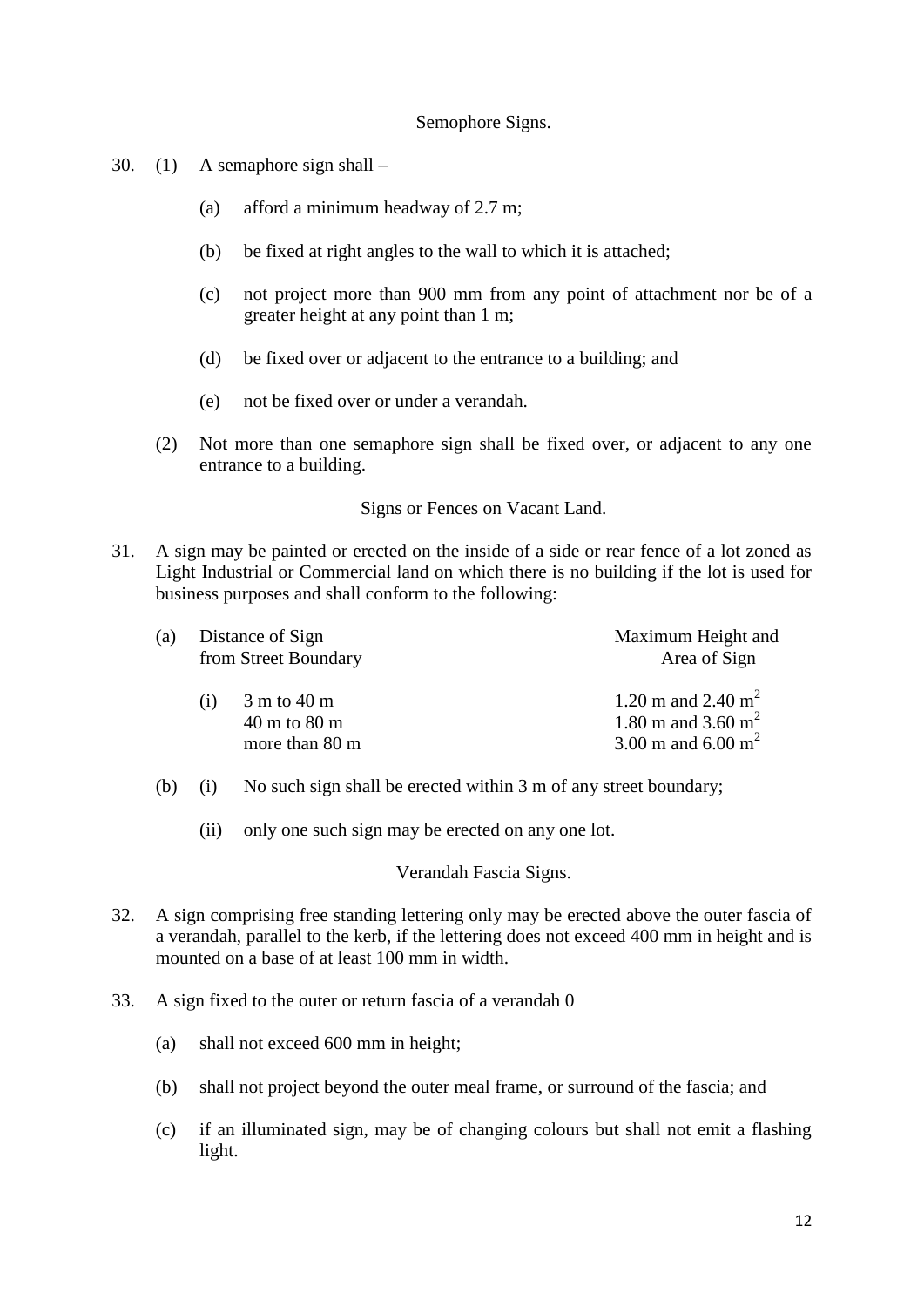### Semophore Signs.

30. (1) A semaphore sign shall –

    (a) afford a minimum headway of 2.7 m;

    (b) be fixed at right angles to the wall to which it is attached;

    (c) not project more than 900 mm from any point of attachment nor be of a greater height at any point than 1 m;

    (d) be fixed over or adjacent to the entrance to a building; and

    (e) not be fixed over or under a verandah.

    (2) Not more than one semaphore sign shall be fixed over, or adjacent to any one entrance to a building.

### Signs or Fences on Vacant Land.

31. A sign may be painted or erected on the inside of a side or rear fence of a lot zoned as Light Industrial or Commercial land on which there is no building if the lot is used for business purposes and shall conform to the following:

    (a)

| Distance of Sign from Street Boundary | Maximum Height and Area of Sign |
|---|---|
| (i) 3 m to 40 m | 1.20 m and 2.40 $m^2$ |
| 40 m to 80 m | 1.80 m and 3.60 $m^2$ |
| more than 80 m | 3.00 m and 6.00 $m^2$ |

    (b) (i) No such sign shall be erected within 3 m of any street boundary;

    (ii) only one such sign may be erected on any one lot.

### Verandah Fascia Signs.

32. A sign comprising free standing lettering only may be erected above the outer fascia of a verandah, parallel to the kerb, if the lettering does not exceed 400 mm in height and is mounted on a base of at least 100 mm in width.

33. A sign fixed to the outer or return fascia of a verandah 0

    (a) shall not exceed 600 mm in height;

    (b) shall not project beyond the outer meal frame, or surround of the fascia; and

    (c) if an illuminated sign, may be of changing colours but shall not emit a flashing light.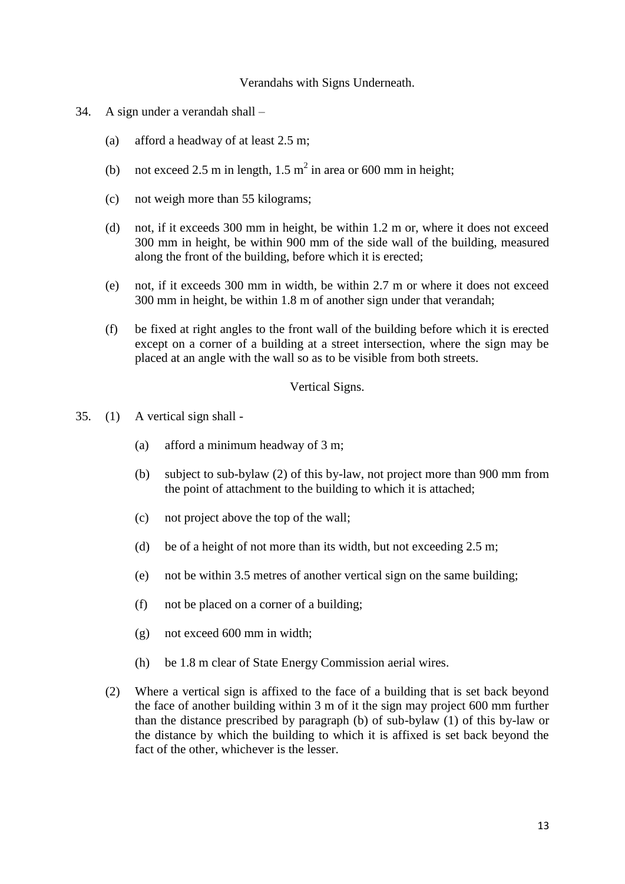### Verandahs with Signs Underneath.

34. A sign under a verandah shall –

    (a) afford a headway of at least 2.5 m;

    (b) not exceed 2.5 m in length, 1.5 $m^2$ in area or 600 mm in height;

    (c) not weigh more than 55 kilograms;

    (d) not, if it exceeds 300 mm in height, be within 1.2 m or, where it does not exceed 300 mm in height, be within 900 mm of the side wall of the building, measured along the front of the building, before which it is erected;

    (e) not, if it exceeds 300 mm in width, be within 2.7 m or where it does not exceed 300 mm in height, be within 1.8 m of another sign under that verandah;

    (f) be fixed at right angles to the front wall of the building before which it is erected except on a corner of a building at a street intersection, where the sign may be placed at an angle with the wall so as to be visible from both streets.

### Vertical Signs.

35. (1) A vertical sign shall -

    (a) afford a minimum headway of 3 m;

    (b) subject to sub-bylaw (2) of this by-law, not project more than 900 mm from the point of attachment to the building to which it is attached;

    (c) not project above the top of the wall;

    (d) be of a height of not more than its width, but not exceeding 2.5 m;

    (e) not be within 3.5 metres of another vertical sign on the same building;

    (f) not be placed on a corner of a building;

    (g) not exceed 600 mm in width;

    (h) be 1.8 m clear of State Energy Commission aerial wires.

    (2) Where a vertical sign is affixed to the face of a building that is set back beyond the face of another building within 3 m of it the sign may project 600 mm further than the distance prescribed by paragraph (b) of sub-bylaw (1) of this by-law or the distance by which the building to which it is affixed is set back beyond the fact of the other, whichever is the lesser.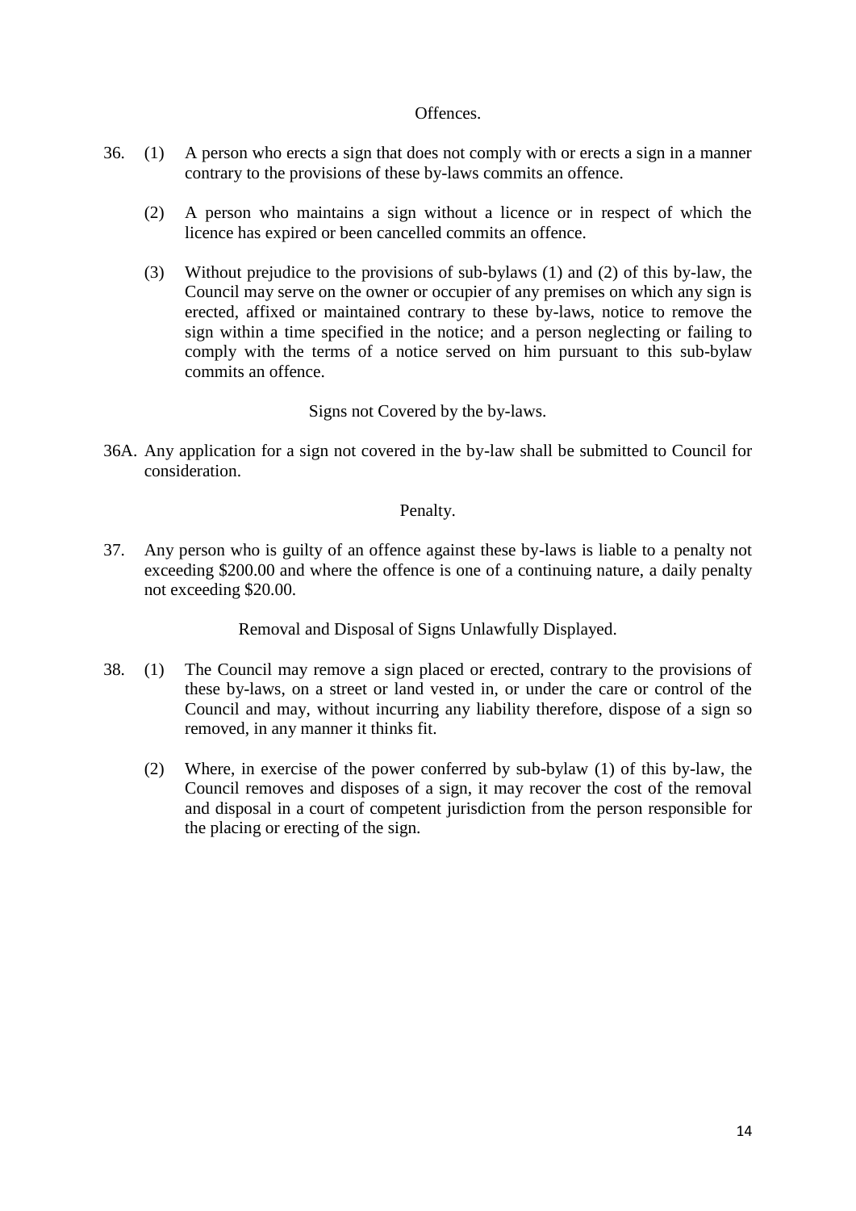### Offences.

36. (1) A person who erects a sign that does not comply with or erects a sign in a manner contrary to the provisions of these by-laws commits an offence.

    (2) A person who maintains a sign without a licence or in respect of which the licence has expired or been cancelled commits an offence.

    (3) Without prejudice to the provisions of sub-bylaws (1) and (2) of this by-law, the Council may serve on the owner or occupier of any premises on which any sign is erected, affixed or maintained contrary to these by-laws, notice to remove the sign within a time specified in the notice; and a person neglecting or failing to comply with the terms of a notice served on him pursuant to this sub-bylaw commits an offence.

### Signs not Covered by the by-laws.

36A. Any application for a sign not covered in the by-law shall be submitted to Council for consideration.

### Penalty.

37. Any person who is guilty of an offence against these by-laws is liable to a penalty not exceeding $200.00 and where the offence is one of a continuing nature, a daily penalty not exceeding $20.00.

### Removal and Disposal of Signs Unlawfully Displayed.

38. (1) The Council may remove a sign placed or erected, contrary to the provisions of these by-laws, on a street or land vested in, or under the care or control of the Council and may, without incurring any liability therefore, dispose of a sign so removed, in any manner it thinks fit.

    (2) Where, in exercise of the power conferred by sub-bylaw (1) of this by-law, the Council removes and disposes of a sign, it may recover the cost of the removal and disposal in a court of competent jurisdiction from the person responsible for the placing or erecting of the sign.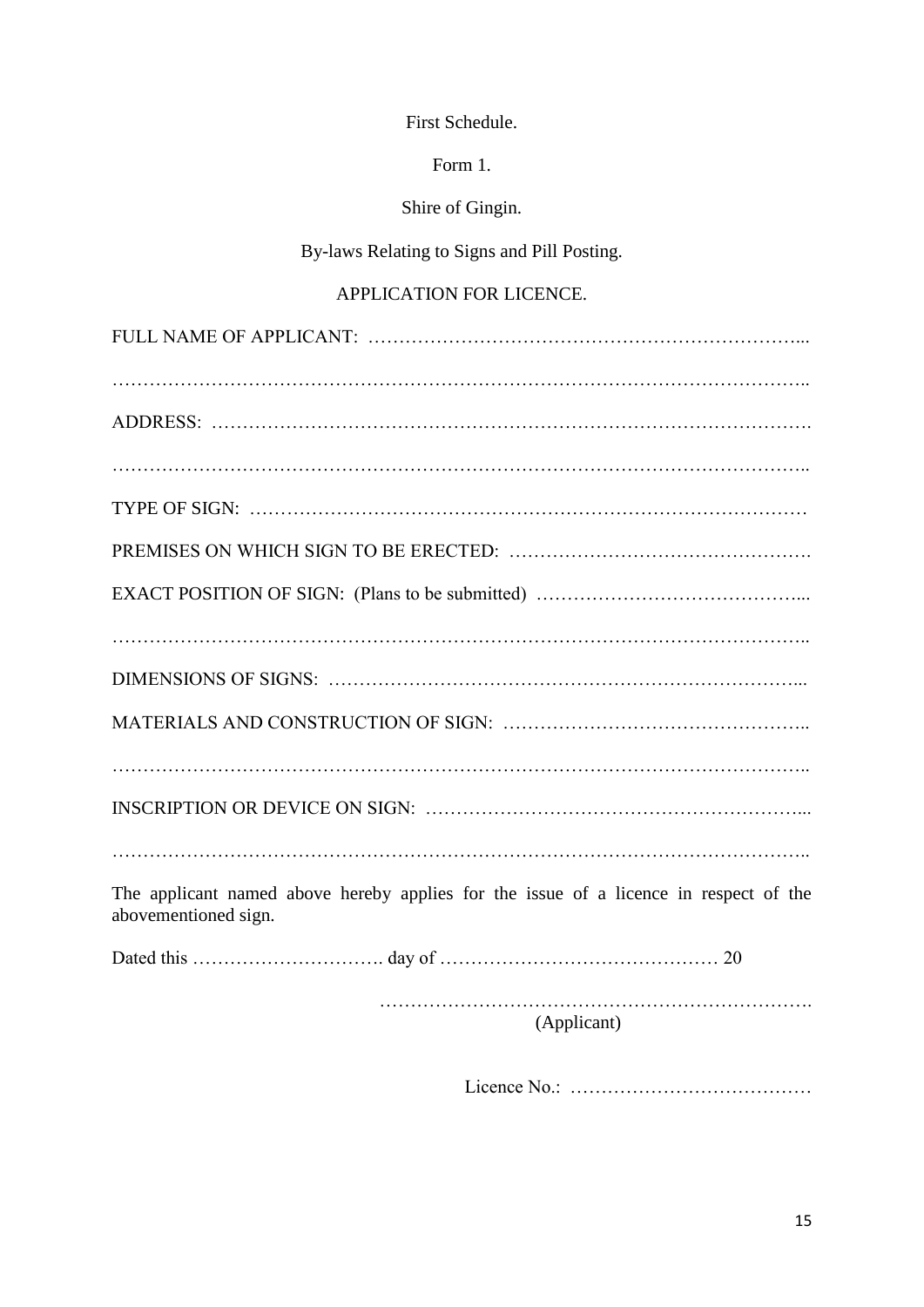First Schedule.

Form 1.

Shire of Gingin.

By-laws Relating to Signs and Pill Posting.

APPLICATION FOR LICENCE.

FULL NAME OF APPLICANT: …………………………………………………………...

………………………………………………………………………………………………..

ADDRESS: ……………………………………………………………………………….

………………………………………………………………………………………………..

TYPE OF SIGN: ……………………………………………………………………………

PREMISES ON WHICH SIGN TO BE ERECTED: ……………………………………….

EXACT POSITION OF SIGN: (Plans to be submitted) …………………………………...

………………………………………………………………………………………………..

DIMENSIONS OF SIGNS: ………………………………………………………………...

MATERIALS AND CONSTRUCTION OF SIGN: ………………………………………..

………………………………………………………………………………………………..

INSCRIPTION OR DEVICE ON SIGN: …………………………………………………...

………………………………………………………………………………………………..

The applicant named above hereby applies for the issue of a licence in respect of the abovementioned sign.

Dated this …………………………. day of ……………………………………… 20

……………………………………………………………….
(Applicant)

Licence No.: …………………………………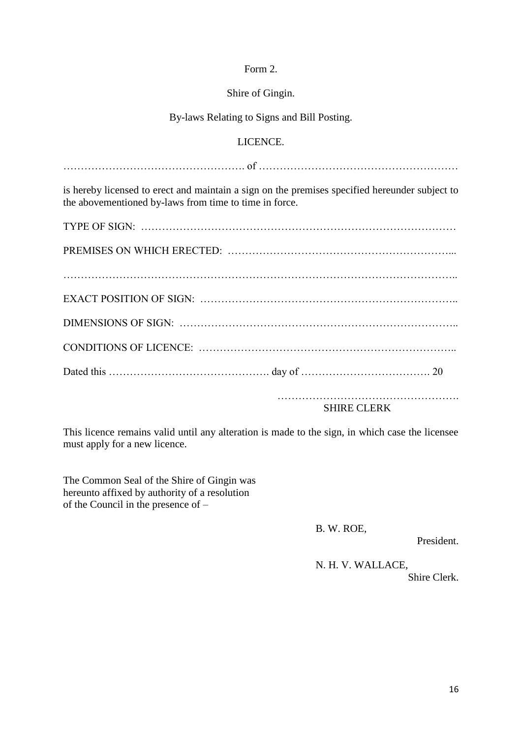Form 2.

Shire of Gingin.

By-laws Relating to Signs and Bill Posting.

LICENCE.

……………………………………………. of …………………………………………………

is hereby licensed to erect and maintain a sign on the premises specified hereunder subject to the abovementioned by-laws from time to time in force.

TYPE OF SIGN: ……………………………………………………………………………

PREMISES ON WHICH ERECTED: ………………………………………………………...

…………………………………………………………………………………………………..

EXACT POSITION OF SIGN: ………………………………………………………………..

DIMENSIONS OF SIGN: ……………………………………………………………………..

CONDITIONS OF LICENCE: ……………………………………………………………..

Dated this ………………………………………. day of ………………………………. 20

…………………………………………….
SHIRE CLERK

This licence remains valid until any alteration is made to the sign, in which case the licensee must apply for a new licence.

The Common Seal of the Shire of Gingin was hereunto affixed by authority of a resolution of the Council in the presence of –

B. W. ROE,
President.

N. H. V. WALLACE,
Shire Clerk.